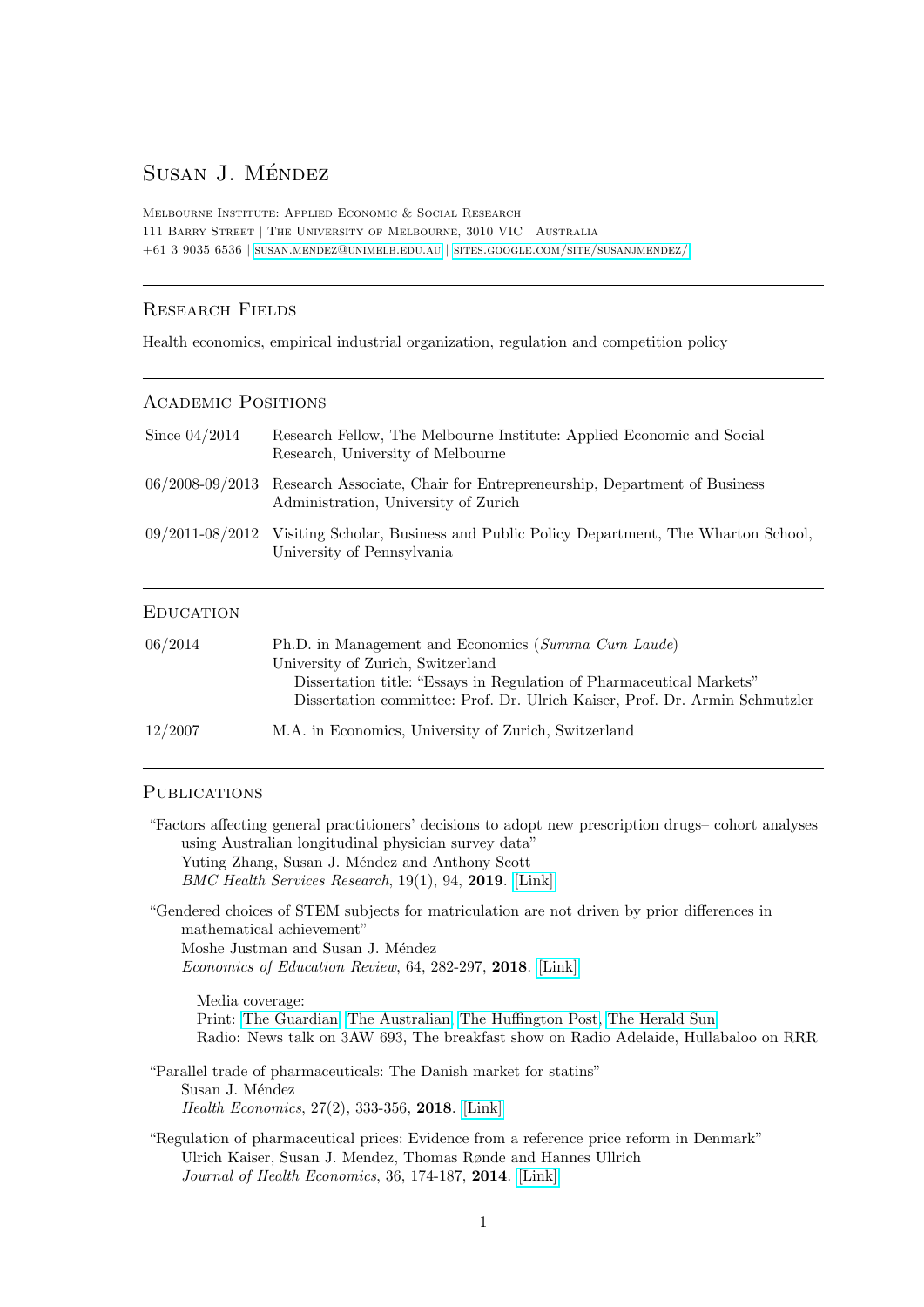# Susan J. Méndez

Melbourne Institute: Applied Economic & Social Research
111 Barry Street | The University of Melbourne, 3010 VIC | Australia
+61 3 9035 6536 | susan.mendez@unimelb.edu.au | sites.google.com/site/susanjmendez/

## Research Fields

Health economics, empirical industrial organization, regulation and competition policy

## Academic Positions

| | |
|---|---|
| Since 04/2014 | Research Fellow, The Melbourne Institute: Applied Economic and Social Research, University of Melbourne |
| 06/2008-09/2013 | Research Associate, Chair for Entrepreneurship, Department of Business Administration, University of Zurich |
| 09/2011-08/2012 | Visiting Scholar, Business and Public Policy Department, The Wharton School, University of Pennsylvania |

## Education

| | |
|---|---|
| 06/2014 | Ph.D. in Management and Economics (*Summa Cum Laude*)<br>University of Zurich, Switzerland<br>Dissertation title: "Essays in Regulation of Pharmaceutical Markets"<br>Dissertation committee: Prof. Dr. Ulrich Kaiser, Prof. Dr. Armin Schmutzler |
| 12/2007 | M.A. in Economics, University of Zurich, Switzerland |

## Publications

"Factors affecting general practitioners' decisions to adopt new prescription drugs– cohort analyses using Australian longitudinal physician survey data"
Yuting Zhang, Susan J. Méndez and Anthony Scott
*BMC Health Services Research*, 19(1), 94, **2019**. [Link]

"Gendered choices of STEM subjects for matriculation are not driven by prior differences in mathematical achievement"
Moshe Justman and Susan J. Méndez
*Economics of Education Review*, 64, 282-297, **2018**. [Link]

Media coverage:
Print: The Guardian, The Australian, The Huffington Post, The Herald Sun.
Radio: News talk on 3AW 693, The breakfast show on Radio Adelaide, Hullabaloo on RRR

"Parallel trade of pharmaceuticals: The Danish market for statins"
Susan J. Méndez
*Health Economics*, 27(2), 333-356, **2018**. [Link]

"Regulation of pharmaceutical prices: Evidence from a reference price reform in Denmark"
Ulrich Kaiser, Susan J. Mendez, Thomas Rønde and Hannes Ullrich
*Journal of Health Economics*, 36, 174-187, **2014**. [Link]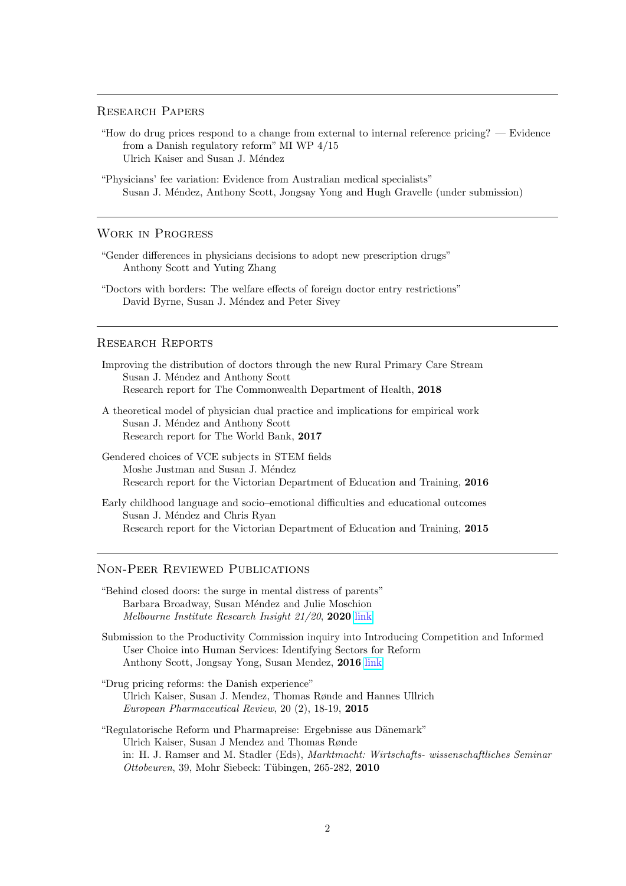## Research Papers

"How do drug prices respond to a change from external to internal reference pricing? — Evidence from a Danish regulatory reform" MI WP 4/15
Ulrich Kaiser and Susan J. Méndez

"Physicians' fee variation: Evidence from Australian medical specialists"
Susan J. Méndez, Anthony Scott, Jongsay Yong and Hugh Gravelle (under submission)

## Work in Progress

"Gender differences in physicians decisions to adopt new prescription drugs"
Anthony Scott and Yuting Zhang

"Doctors with borders: The welfare effects of foreign doctor entry restrictions"
David Byrne, Susan J. Méndez and Peter Sivey

## Research Reports

Improving the distribution of doctors through the new Rural Primary Care Stream
Susan J. Méndez and Anthony Scott
Research report for The Commonwealth Department of Health, **2018**

A theoretical model of physician dual practice and implications for empirical work
Susan J. Méndez and Anthony Scott
Research report for The World Bank, **2017**

Gendered choices of VCE subjects in STEM fields
Moshe Justman and Susan J. Méndez
Research report for the Victorian Department of Education and Training, **2016**

Early childhood language and socio–emotional difficulties and educational outcomes
Susan J. Méndez and Chris Ryan
Research report for the Victorian Department of Education and Training, **2015**

## Non-Peer Reviewed Publications

"Behind closed doors: the surge in mental distress of parents"
Barbara Broadway, Susan Méndez and Julie Moschion
*Melbourne Institute Research Insight 21/20*, **2020** link

Submission to the Productivity Commission inquiry into Introducing Competition and Informed User Choice into Human Services: Identifying Sectors for Reform
Anthony Scott, Jongsay Yong, Susan Mendez, **2016** link

"Drug pricing reforms: the Danish experience"
Ulrich Kaiser, Susan J. Mendez, Thomas Rønde and Hannes Ullrich
*European Pharmaceutical Review*, 20 (2), 18-19, **2015**

"Regulatorische Reform und Pharmapreise: Ergebnisse aus Dänemark"
Ulrich Kaiser, Susan J Mendez and Thomas Rønde
in: H. J. Ramser and M. Stadler (Eds), *Marktmacht: Wirtschafts- wissenschaftliches Seminar Ottobeuren*, 39, Mohr Siebeck: Tübingen, 265-282, **2010**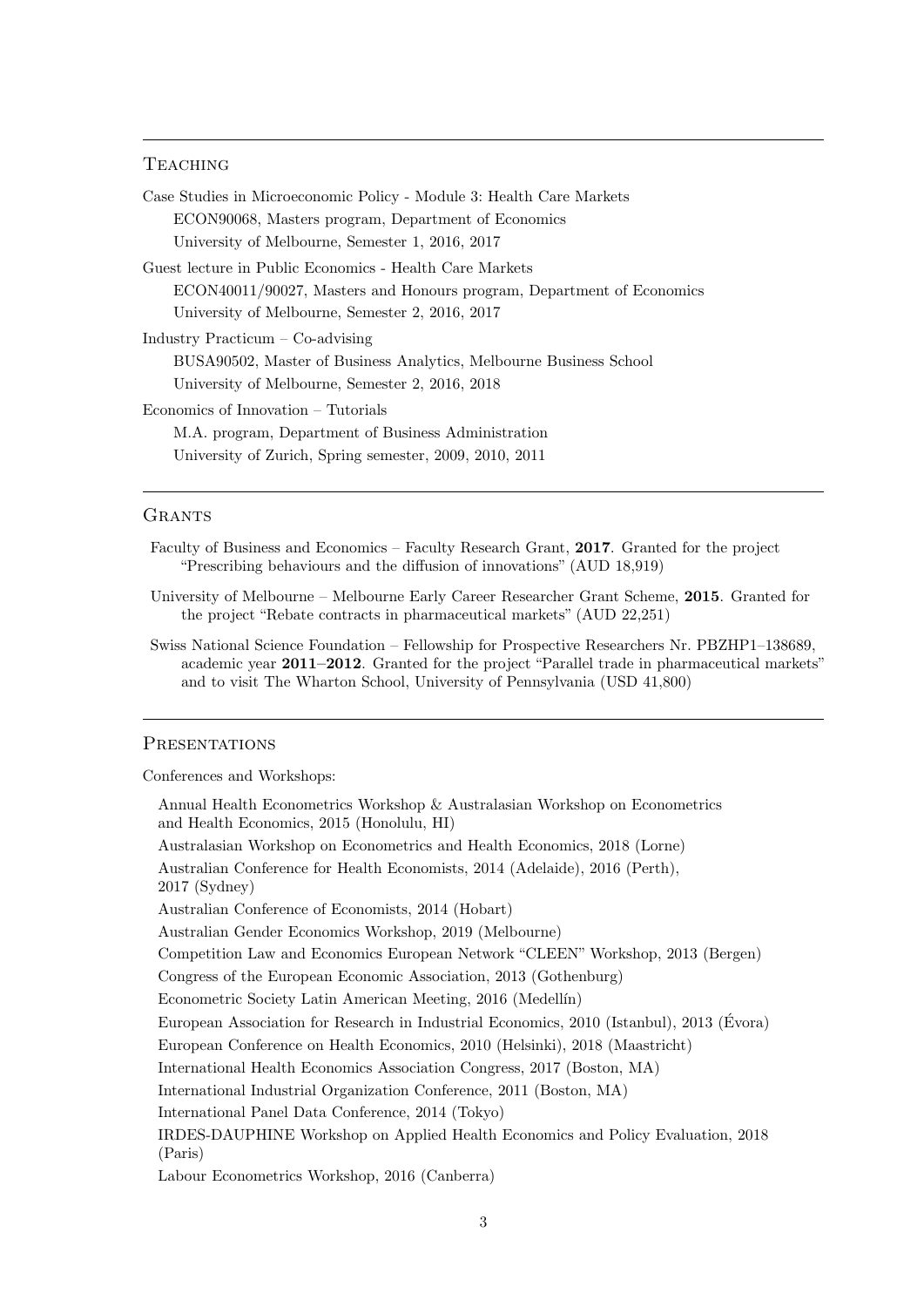## Teaching

Case Studies in Microeconomic Policy - Module 3: Health Care Markets
ECON90068, Masters program, Department of Economics
University of Melbourne, Semester 1, 2016, 2017

Guest lecture in Public Economics - Health Care Markets
ECON40011/90027, Masters and Honours program, Department of Economics
University of Melbourne, Semester 2, 2016, 2017

Industry Practicum – Co-advising
BUSA90502, Master of Business Analytics, Melbourne Business School
University of Melbourne, Semester 2, 2016, 2018

Economics of Innovation – Tutorials
M.A. program, Department of Business Administration
University of Zurich, Spring semester, 2009, 2010, 2011

## Grants

Faculty of Business and Economics – Faculty Research Grant, **2017**. Granted for the project "Prescribing behaviours and the diffusion of innovations" (AUD 18,919)

University of Melbourne – Melbourne Early Career Researcher Grant Scheme, **2015**. Granted for the project "Rebate contracts in pharmaceutical markets" (AUD 22,251)

Swiss National Science Foundation – Fellowship for Prospective Researchers Nr. PBZHP1–138689, academic year **2011–2012**. Granted for the project "Parallel trade in pharmaceutical markets" and to visit The Wharton School, University of Pennsylvania (USD 41,800)

## Presentations

Conferences and Workshops:

Annual Health Econometrics Workshop & Australasian Workshop on Econometrics and Health Economics, 2015 (Honolulu, HI)

Australasian Workshop on Econometrics and Health Economics, 2018 (Lorne)

Australian Conference for Health Economists, 2014 (Adelaide), 2016 (Perth), 2017 (Sydney)

Australian Conference of Economists, 2014 (Hobart)

Australian Gender Economics Workshop, 2019 (Melbourne)

Competition Law and Economics European Network "CLEEN" Workshop, 2013 (Bergen)

Congress of the European Economic Association, 2013 (Gothenburg)

Econometric Society Latin American Meeting, 2016 (Medellín)

European Association for Research in Industrial Economics, 2010 (Istanbul), 2013 (Évora)

European Conference on Health Economics, 2010 (Helsinki), 2018 (Maastricht)

International Health Economics Association Congress, 2017 (Boston, MA)

International Industrial Organization Conference, 2011 (Boston, MA)

International Panel Data Conference, 2014 (Tokyo)

IRDES-DAUPHINE Workshop on Applied Health Economics and Policy Evaluation, 2018 (Paris)

Labour Econometrics Workshop, 2016 (Canberra)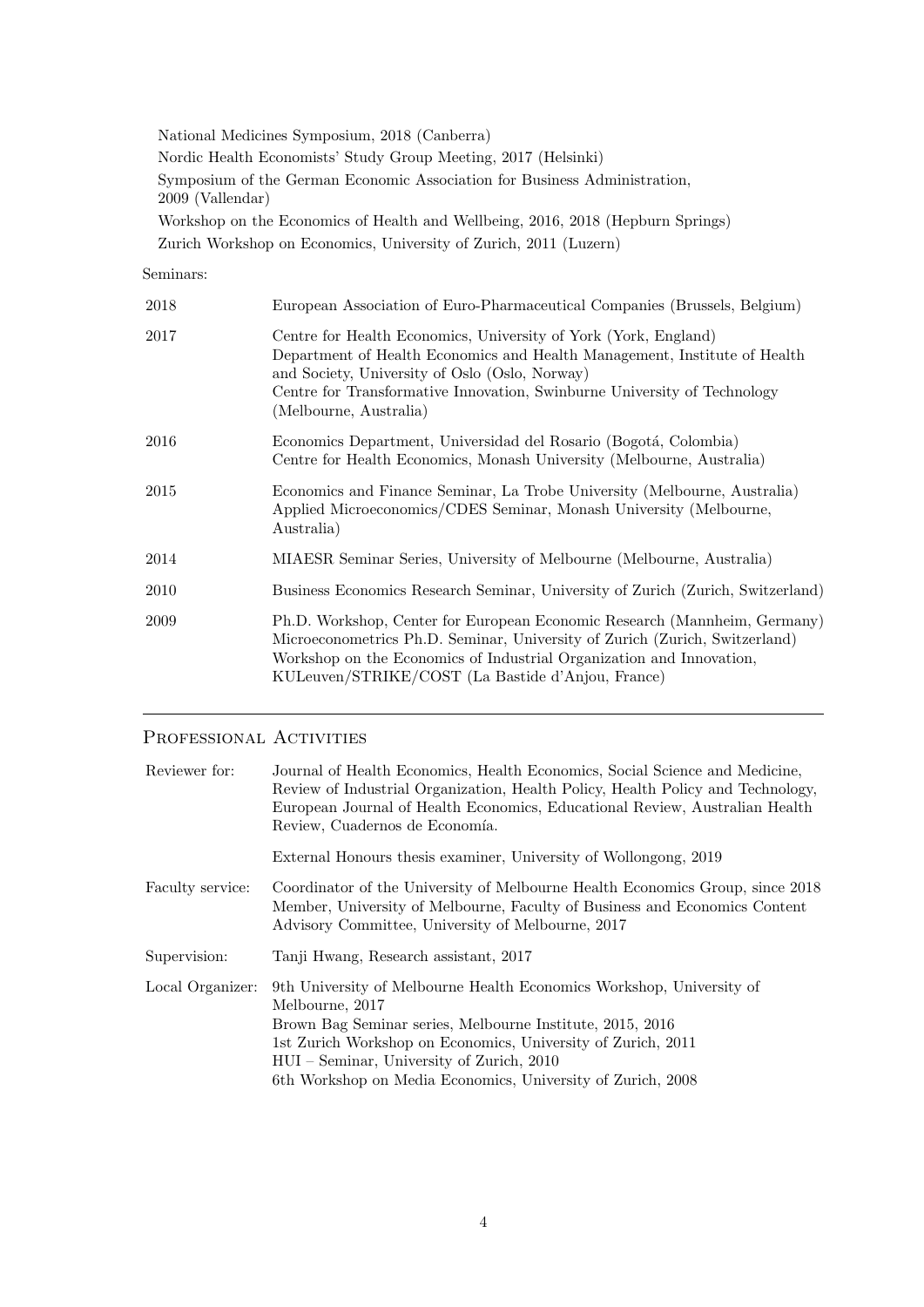National Medicines Symposium, 2018 (Canberra)
Nordic Health Economists' Study Group Meeting, 2017 (Helsinki)
Symposium of the German Economic Association for Business Administration, 2009 (Vallendar)
Workshop on the Economics of Health and Wellbeing, 2016, 2018 (Hepburn Springs)
Zurich Workshop on Economics, University of Zurich, 2011 (Luzern)

Seminars:

| | |
|---|---|
| 2018 | European Association of Euro-Pharmaceutical Companies (Brussels, Belgium) |
| 2017 | Centre for Health Economics, University of York (York, England)<br>Department of Health Economics and Health Management, Institute of Health and Society, University of Oslo (Oslo, Norway)<br>Centre for Transformative Innovation, Swinburne University of Technology (Melbourne, Australia) |
| 2016 | Economics Department, Universidad del Rosario (Bogotá, Colombia)<br>Centre for Health Economics, Monash University (Melbourne, Australia) |
| 2015 | Economics and Finance Seminar, La Trobe University (Melbourne, Australia)<br>Applied Microeconomics/CDES Seminar, Monash University (Melbourne, Australia) |
| 2014 | MIAESR Seminar Series, University of Melbourne (Melbourne, Australia) |
| 2010 | Business Economics Research Seminar, University of Zurich (Zurich, Switzerland) |
| 2009 | Ph.D. Workshop, Center for European Economic Research (Mannheim, Germany)<br>Microeconometrics Ph.D. Seminar, University of Zurich (Zurich, Switzerland)<br>Workshop on the Economics of Industrial Organization and Innovation, KULeuven/STRIKE/COST (La Bastide d'Anjou, France) |

## Professional Activities

| | |
|---|---|
| Reviewer for: | Journal of Health Economics, Health Economics, Social Science and Medicine, Review of Industrial Organization, Health Policy, Health Policy and Technology, European Journal of Health Economics, Educational Review, Australian Health Review, Cuadernos de Economía.<br><br>External Honours thesis examiner, University of Wollongong, 2019 |
| Faculty service: | Coordinator of the University of Melbourne Health Economics Group, since 2018<br>Member, University of Melbourne, Faculty of Business and Economics Content Advisory Committee, University of Melbourne, 2017 |
| Supervision: | Tanji Hwang, Research assistant, 2017 |
| Local Organizer: | 9th University of Melbourne Health Economics Workshop, University of Melbourne, 2017<br>Brown Bag Seminar series, Melbourne Institute, 2015, 2016<br>1st Zurich Workshop on Economics, University of Zurich, 2011<br>HUI – Seminar, University of Zurich, 2010<br>6th Workshop on Media Economics, University of Zurich, 2008 |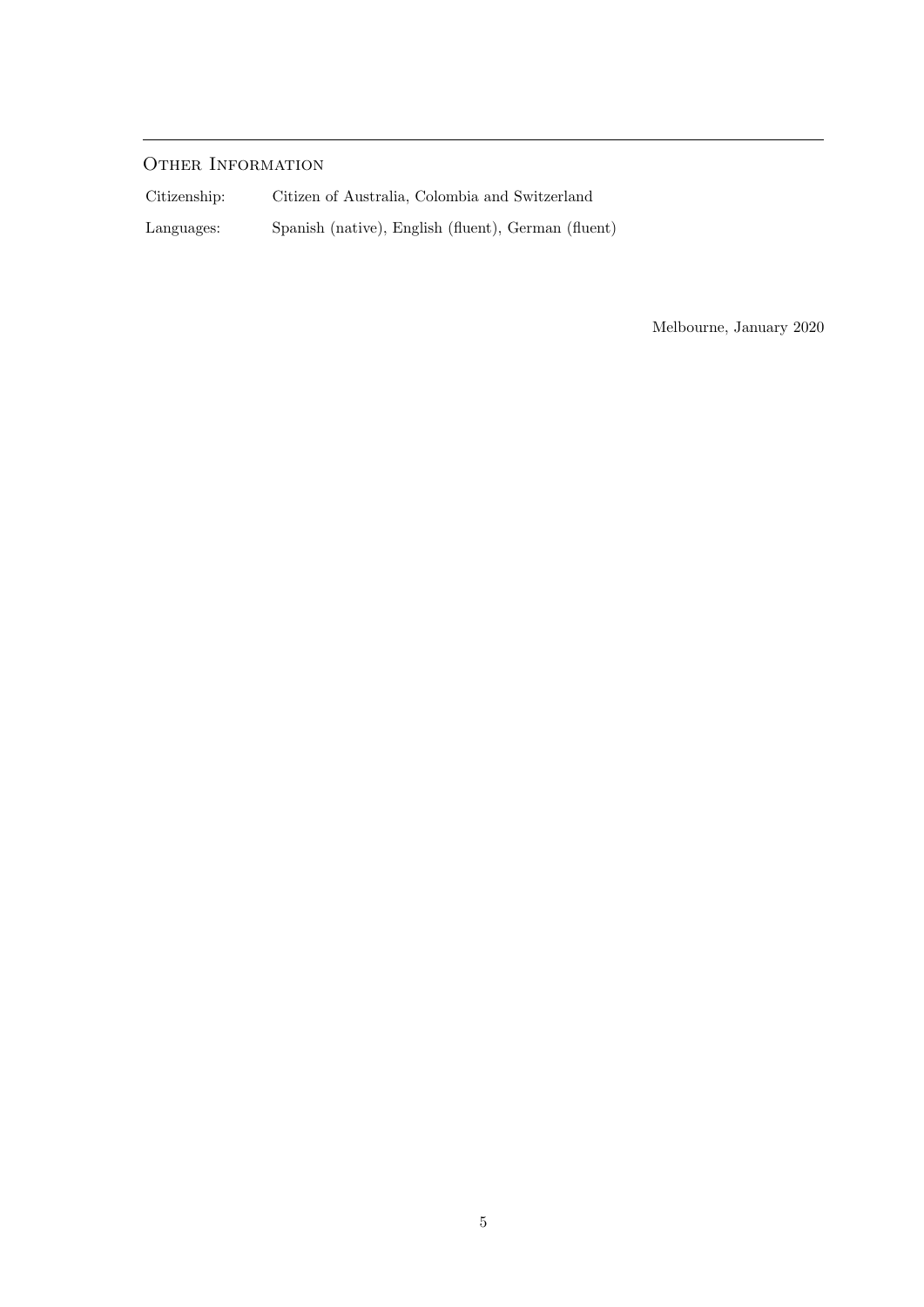## Other Information

| | |
|---|---|
| Citizenship: | Citizen of Australia, Colombia and Switzerland |
| Languages: | Spanish (native), English (fluent), German (fluent) |

Melbourne, January 2020